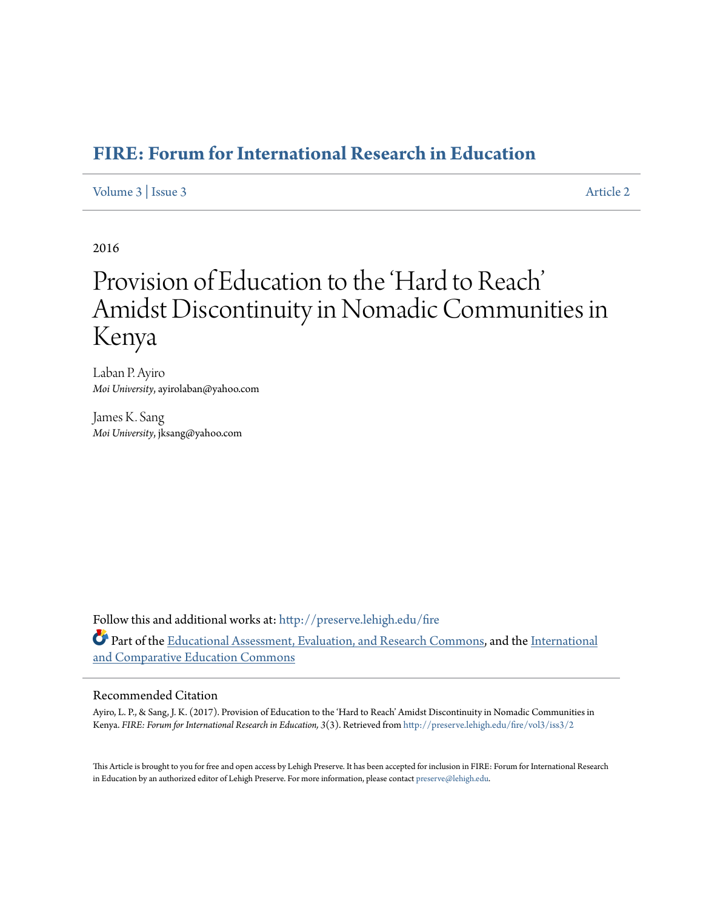# FIRE: Forum for International Research in Education

Volume 3 | Issue 3 Article 2

2016

# Provision of Education to the 'Hard to Reach' Amidst Discontinuity in Nomadic Communities in Kenya

Laban P. Ayiro
*Moi University*, ayirolaban@yahoo.com

James K. Sang
*Moi University*, jksang@yahoo.com

Follow this and additional works at: http://preserve.lehigh.edu/fire

Part of the Educational Assessment, Evaluation, and Research Commons, and the International and Comparative Education Commons

## Recommended Citation

Ayiro, L. P., & Sang, J. K. (2017). Provision of Education to the 'Hard to Reach' Amidst Discontinuity in Nomadic Communities in Kenya. *FIRE: Forum for International Research in Education, 3*(3). Retrieved from http://preserve.lehigh.edu/fire/vol3/iss3/2

This Article is brought to you for free and open access by Lehigh Preserve. It has been accepted for inclusion in FIRE: Forum for International Research in Education by an authorized editor of Lehigh Preserve. For more information, please contact preserve@lehigh.edu.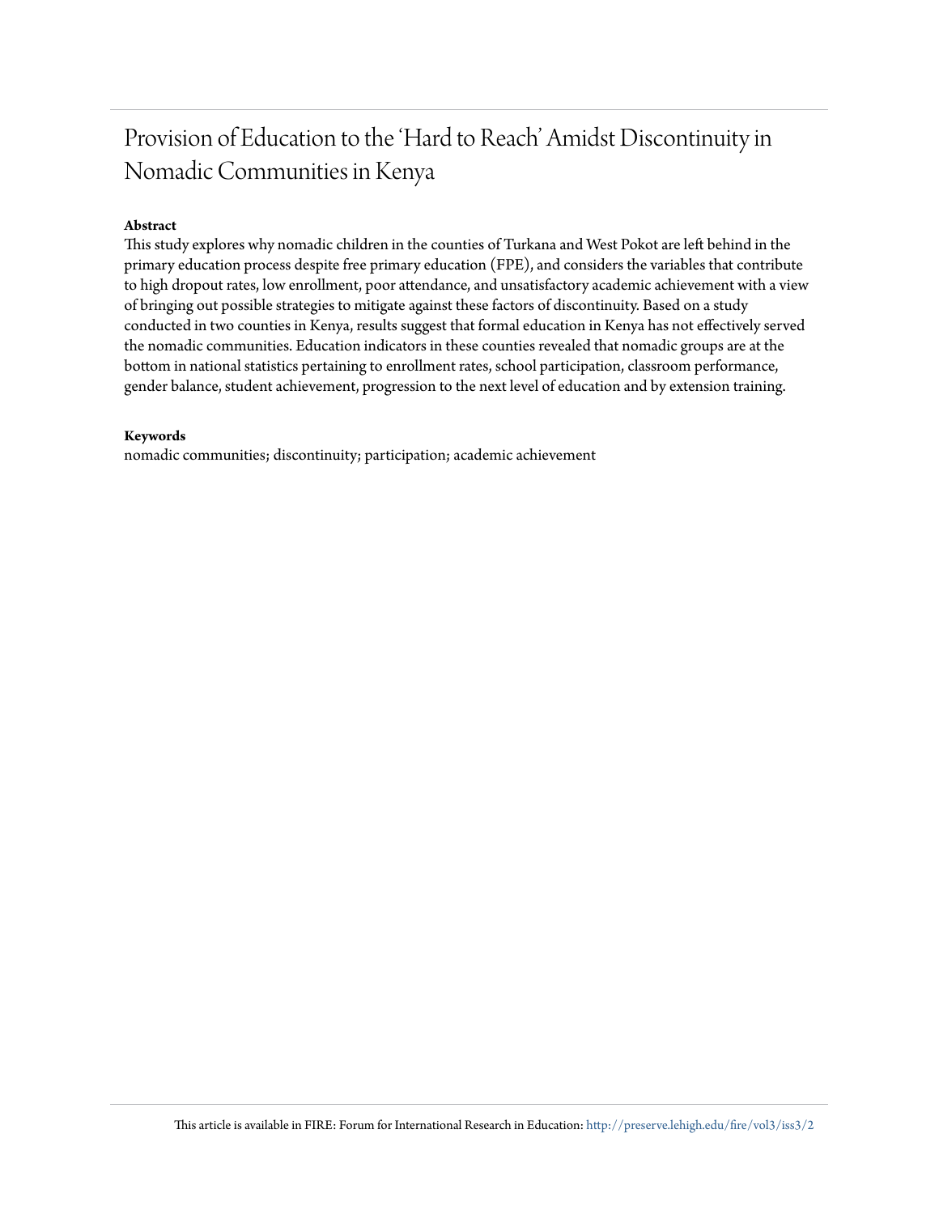# Provision of Education to the 'Hard to Reach' Amidst Discontinuity in Nomadic Communities in Kenya

**Abstract**

This study explores why nomadic children in the counties of Turkana and West Pokot are left behind in the primary education process despite free primary education (FPE), and considers the variables that contribute to high dropout rates, low enrollment, poor attendance, and unsatisfactory academic achievement with a view of bringing out possible strategies to mitigate against these factors of discontinuity. Based on a study conducted in two counties in Kenya, results suggest that formal education in Kenya has not effectively served the nomadic communities. Education indicators in these counties revealed that nomadic groups are at the bottom in national statistics pertaining to enrollment rates, school participation, classroom performance, gender balance, student achievement, progression to the next level of education and by extension training.

**Keywords**

nomadic communities; discontinuity; participation; academic achievement

This article is available in FIRE: Forum for International Research in Education: http://preserve.lehigh.edu/fire/vol3/iss3/2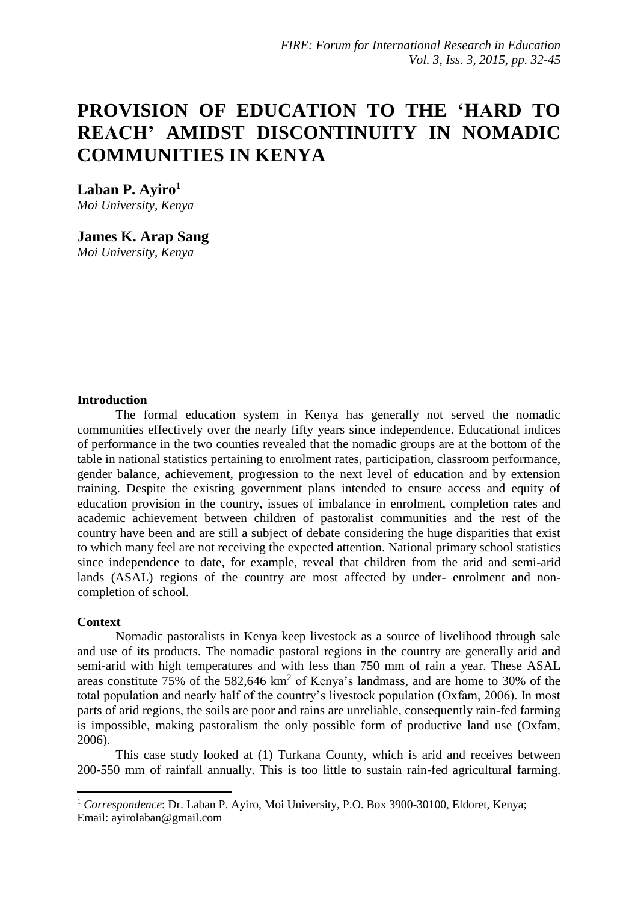# PROVISION OF EDUCATION TO THE 'HARD TO REACH' AMIDST DISCONTINUITY IN NOMADIC COMMUNITIES IN KENYA

**Laban P. Ayiro**[1]
*Moi University, Kenya*

**James K. Arap Sang**
*Moi University, Kenya*

## Introduction

The formal education system in Kenya has generally not served the nomadic communities effectively over the nearly fifty years since independence. Educational indices of performance in the two counties revealed that the nomadic groups are at the bottom of the table in national statistics pertaining to enrolment rates, participation, classroom performance, gender balance, achievement, progression to the next level of education and by extension training. Despite the existing government plans intended to ensure access and equity of education provision in the country, issues of imbalance in enrolment, completion rates and academic achievement between children of pastoralist communities and the rest of the country have been and are still a subject of debate considering the huge disparities that exist to which many feel are not receiving the expected attention. National primary school statistics since independence to date, for example, reveal that children from the arid and semi-arid lands (ASAL) regions of the country are most affected by under- enrolment and non-completion of school.

## Context

Nomadic pastoralists in Kenya keep livestock as a source of livelihood through sale and use of its products. The nomadic pastoral regions in the country are generally arid and semi-arid with high temperatures and with less than 750 mm of rain a year. These ASAL areas constitute 75% of the 582,646 km$^2$ of Kenya's landmass, and are home to 30% of the total population and nearly half of the country's livestock population (Oxfam, 2006). In most parts of arid regions, the soils are poor and rains are unreliable, consequently rain-fed farming is impossible, making pastoralism the only possible form of productive land use (Oxfam, 2006).

This case study looked at (1) Turkana County, which is arid and receives between 200-550 mm of rainfall annually. This is too little to sustain rain-fed agricultural farming.

[1] *Correspondence*: Dr. Laban P. Ayiro, Moi University, P.O. Box 3900-30100, Eldoret, Kenya; Email: ayirolaban@gmail.com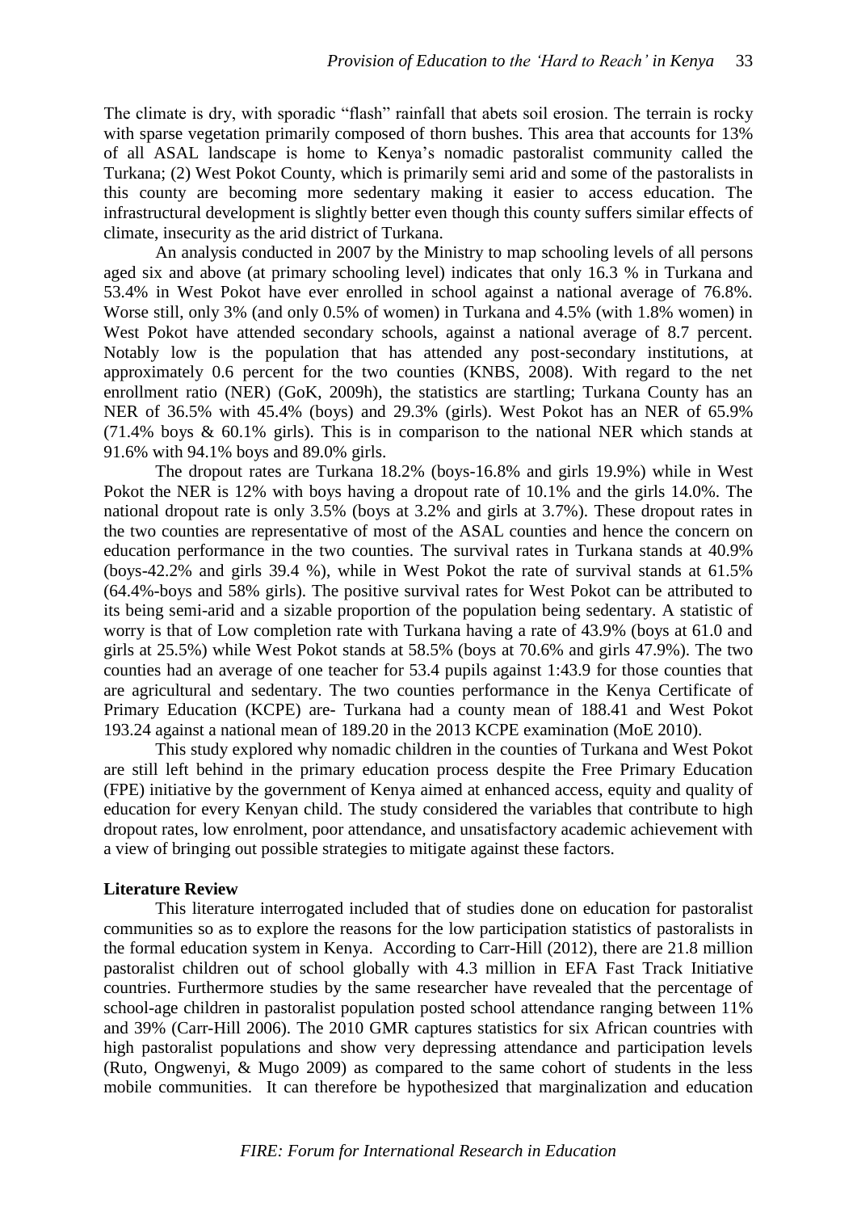The climate is dry, with sporadic "flash" rainfall that abets soil erosion. The terrain is rocky with sparse vegetation primarily composed of thorn bushes. This area that accounts for 13% of all ASAL landscape is home to Kenya's nomadic pastoralist community called the Turkana; (2) West Pokot County, which is primarily semi arid and some of the pastoralists in this county are becoming more sedentary making it easier to access education. The infrastructural development is slightly better even though this county suffers similar effects of climate, insecurity as the arid district of Turkana.

An analysis conducted in 2007 by the Ministry to map schooling levels of all persons aged six and above (at primary schooling level) indicates that only 16.3 % in Turkana and 53.4% in West Pokot have ever enrolled in school against a national average of 76.8%. Worse still, only 3% (and only 0.5% of women) in Turkana and 4.5% (with 1.8% women) in West Pokot have attended secondary schools, against a national average of 8.7 percent. Notably low is the population that has attended any post-secondary institutions, at approximately 0.6 percent for the two counties (KNBS, 2008). With regard to the net enrollment ratio (NER) (GoK, 2009h), the statistics are startling; Turkana County has an NER of 36.5% with 45.4% (boys) and 29.3% (girls). West Pokot has an NER of 65.9% (71.4% boys & 60.1% girls). This is in comparison to the national NER which stands at 91.6% with 94.1% boys and 89.0% girls.

The dropout rates are Turkana 18.2% (boys-16.8% and girls 19.9%) while in West Pokot the NER is 12% with boys having a dropout rate of 10.1% and the girls 14.0%. The national dropout rate is only 3.5% (boys at 3.2% and girls at 3.7%). These dropout rates in the two counties are representative of most of the ASAL counties and hence the concern on education performance in the two counties. The survival rates in Turkana stands at 40.9% (boys-42.2% and girls 39.4 %), while in West Pokot the rate of survival stands at 61.5% (64.4%-boys and 58% girls). The positive survival rates for West Pokot can be attributed to its being semi-arid and a sizable proportion of the population being sedentary. A statistic of worry is that of Low completion rate with Turkana having a rate of 43.9% (boys at 61.0 and girls at 25.5%) while West Pokot stands at 58.5% (boys at 70.6% and girls 47.9%). The two counties had an average of one teacher for 53.4 pupils against 1:43.9 for those counties that are agricultural and sedentary. The two counties performance in the Kenya Certificate of Primary Education (KCPE) are- Turkana had a county mean of 188.41 and West Pokot 193.24 against a national mean of 189.20 in the 2013 KCPE examination (MoE 2010).

This study explored why nomadic children in the counties of Turkana and West Pokot are still left behind in the primary education process despite the Free Primary Education (FPE) initiative by the government of Kenya aimed at enhanced access, equity and quality of education for every Kenyan child. The study considered the variables that contribute to high dropout rates, low enrolment, poor attendance, and unsatisfactory academic achievement with a view of bringing out possible strategies to mitigate against these factors.

**Literature Review**

This literature interrogated included that of studies done on education for pastoralist communities so as to explore the reasons for the low participation statistics of pastoralists in the formal education system in Kenya. According to Carr-Hill (2012), there are 21.8 million pastoralist children out of school globally with 4.3 million in EFA Fast Track Initiative countries. Furthermore studies by the same researcher have revealed that the percentage of school-age children in pastoralist population posted school attendance ranging between 11% and 39% (Carr-Hill 2006). The 2010 GMR captures statistics for six African countries with high pastoralist populations and show very depressing attendance and participation levels (Ruto, Ongwenyi, & Mugo 2009) as compared to the same cohort of students in the less mobile communities. It can therefore be hypothesized that marginalization and education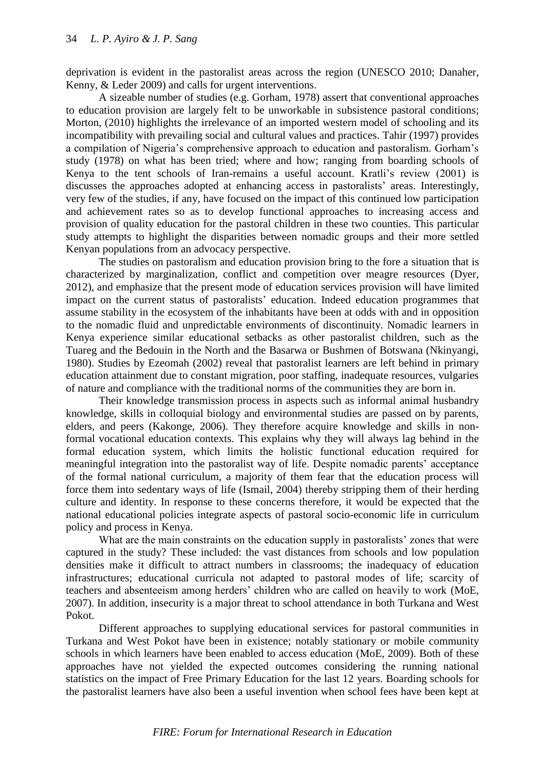deprivation is evident in the pastoralist areas across the region (UNESCO 2010; Danaher, Kenny, & Leder 2009) and calls for urgent interventions.

A sizeable number of studies (e.g. Gorham, 1978) assert that conventional approaches to education provision are largely felt to be unworkable in subsistence pastoral conditions; Morton, (2010) highlights the irrelevance of an imported western model of schooling and its incompatibility with prevailing social and cultural values and practices. Tahir (1997) provides a compilation of Nigeria's comprehensive approach to education and pastoralism. Gorham's study (1978) on what has been tried; where and how; ranging from boarding schools of Kenya to the tent schools of Iran-remains a useful account. Kratli's review (2001) is discusses the approaches adopted at enhancing access in pastoralists' areas. Interestingly, very few of the studies, if any, have focused on the impact of this continued low participation and achievement rates so as to develop functional approaches to increasing access and provision of quality education for the pastoral children in these two counties. This particular study attempts to highlight the disparities between nomadic groups and their more settled Kenyan populations from an advocacy perspective.

The studies on pastoralism and education provision bring to the fore a situation that is characterized by marginalization, conflict and competition over meagre resources (Dyer, 2012), and emphasize that the present mode of education services provision will have limited impact on the current status of pastoralists' education. Indeed education programmes that assume stability in the ecosystem of the inhabitants have been at odds with and in opposition to the nomadic fluid and unpredictable environments of discontinuity. Nomadic learners in Kenya experience similar educational setbacks as other pastoralist children, such as the Tuareg and the Bedouin in the North and the Basarwa or Bushmen of Botswana (Nkinyangi, 1980). Studies by Ezeomah (2002) reveal that pastoralist learners are left behind in primary education attainment due to constant migration, poor staffing, inadequate resources, vulgaries of nature and compliance with the traditional norms of the communities they are born in.

Their knowledge transmission process in aspects such as informal animal husbandry knowledge, skills in colloquial biology and environmental studies are passed on by parents, elders, and peers (Kakonge, 2006). They therefore acquire knowledge and skills in non-formal vocational education contexts. This explains why they will always lag behind in the formal education system, which limits the holistic functional education required for meaningful integration into the pastoralist way of life. Despite nomadic parents' acceptance of the formal national curriculum, a majority of them fear that the education process will force them into sedentary ways of life (Ismail, 2004) thereby stripping them of their herding culture and identity. In response to these concerns therefore, it would be expected that the national educational policies integrate aspects of pastoral socio-economic life in curriculum policy and process in Kenya.

What are the main constraints on the education supply in pastoralists' zones that were captured in the study? These included: the vast distances from schools and low population densities make it difficult to attract numbers in classrooms; the inadequacy of education infrastructures; educational curricula not adapted to pastoral modes of life; scarcity of teachers and absenteeism among herders' children who are called on heavily to work (MoE, 2007). In addition, insecurity is a major threat to school attendance in both Turkana and West Pokot.

Different approaches to supplying educational services for pastoral communities in Turkana and West Pokot have been in existence; notably stationary or mobile community schools in which learners have been enabled to access education (MoE, 2009). Both of these approaches have not yielded the expected outcomes considering the running national statistics on the impact of Free Primary Education for the last 12 years. Boarding schools for the pastoralist learners have also been a useful invention when school fees have been kept at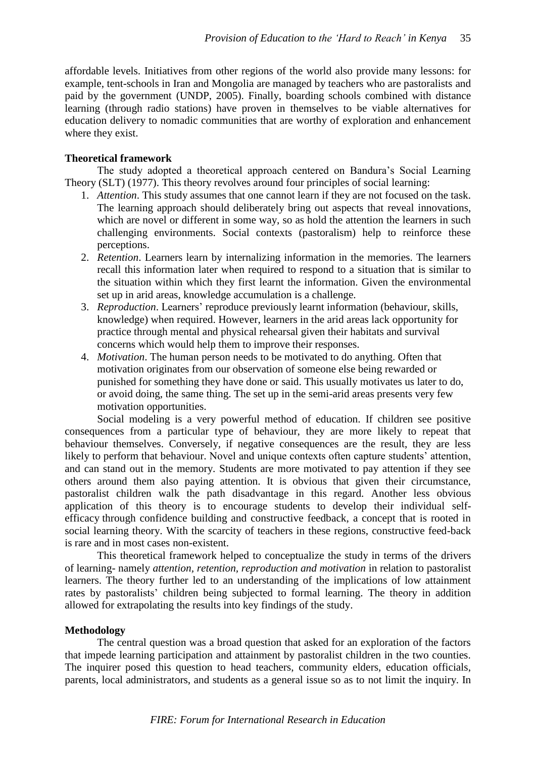affordable levels. Initiatives from other regions of the world also provide many lessons: for example, tent-schools in Iran and Mongolia are managed by teachers who are pastoralists and paid by the government (UNDP, 2005). Finally, boarding schools combined with distance learning (through radio stations) have proven in themselves to be viable alternatives for education delivery to nomadic communities that are worthy of exploration and enhancement where they exist.

**Theoretical framework**

The study adopted a theoretical approach centered on Bandura's Social Learning Theory (SLT) (1977). This theory revolves around four principles of social learning:

1. *Attention*. This study assumes that one cannot learn if they are not focused on the task. The learning approach should deliberately bring out aspects that reveal innovations, which are novel or different in some way, so as hold the attention the learners in such challenging environments. Social contexts (pastoralism) help to reinforce these perceptions.
2. *Retention*. Learners learn by internalizing information in the memories. The learners recall this information later when required to respond to a situation that is similar to the situation within which they first learnt the information. Given the environmental set up in arid areas, knowledge accumulation is a challenge.
3. *Reproduction*. Learners' reproduce previously learnt information (behaviour, skills, knowledge) when required. However, learners in the arid areas lack opportunity for practice through mental and physical rehearsal given their habitats and survival concerns which would help them to improve their responses.
4. *Motivation*. The human person needs to be motivated to do anything. Often that motivation originates from our observation of someone else being rewarded or punished for something they have done or said. This usually motivates us later to do, or avoid doing, the same thing. The set up in the semi-arid areas presents very few motivation opportunities.

Social modeling is a very powerful method of education. If children see positive consequences from a particular type of behaviour, they are more likely to repeat that behaviour themselves. Conversely, if negative consequences are the result, they are less likely to perform that behaviour. Novel and unique contexts often capture students' attention, and can stand out in the memory. Students are more motivated to pay attention if they see others around them also paying attention. It is obvious that given their circumstance, pastoralist children walk the path disadvantage in this regard. Another less obvious application of this theory is to encourage students to develop their individual self-efficacy through confidence building and constructive feedback, a concept that is rooted in social learning theory. With the scarcity of teachers in these regions, constructive feed-back is rare and in most cases non-existent.

This theoretical framework helped to conceptualize the study in terms of the drivers of learning- namely *attention, retention, reproduction and motivation* in relation to pastoralist learners. The theory further led to an understanding of the implications of low attainment rates by pastoralists' children being subjected to formal learning. The theory in addition allowed for extrapolating the results into key findings of the study.

**Methodology**

The central question was a broad question that asked for an exploration of the factors that impede learning participation and attainment by pastoralist children in the two counties. The inquirer posed this question to head teachers, community elders, education officials, parents, local administrators, and students as a general issue so as to not limit the inquiry. In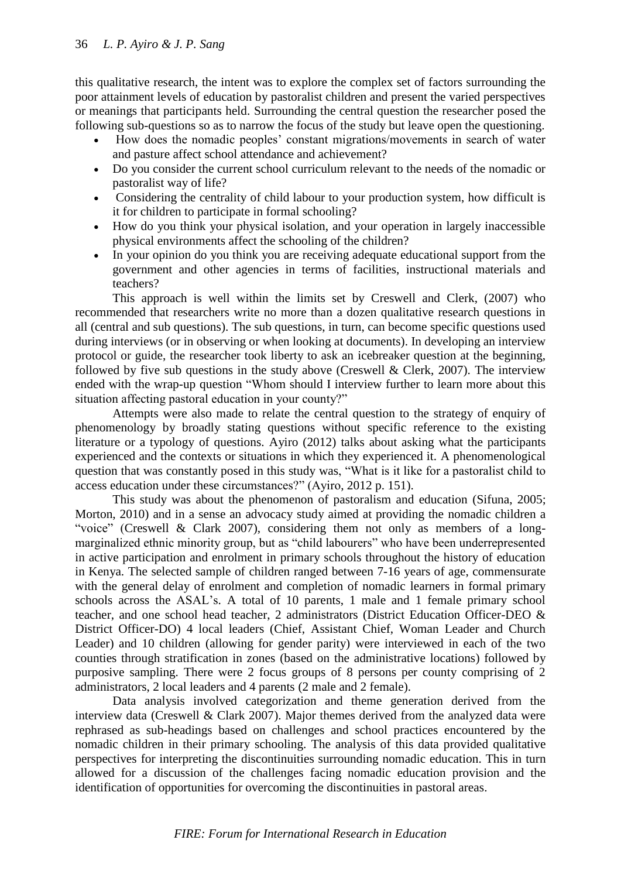this qualitative research, the intent was to explore the complex set of factors surrounding the poor attainment levels of education by pastoralist children and present the varied perspectives or meanings that participants held. Surrounding the central question the researcher posed the following sub-questions so as to narrow the focus of the study but leave open the questioning.

- How does the nomadic peoples' constant migrations/movements in search of water and pasture affect school attendance and achievement?
- Do you consider the current school curriculum relevant to the needs of the nomadic or pastoralist way of life?
- Considering the centrality of child labour to your production system, how difficult is it for children to participate in formal schooling?
- How do you think your physical isolation, and your operation in largely inaccessible physical environments affect the schooling of the children?
- In your opinion do you think you are receiving adequate educational support from the government and other agencies in terms of facilities, instructional materials and teachers?

This approach is well within the limits set by Creswell and Clerk, (2007) who recommended that researchers write no more than a dozen qualitative research questions in all (central and sub questions). The sub questions, in turn, can become specific questions used during interviews (or in observing or when looking at documents). In developing an interview protocol or guide, the researcher took liberty to ask an icebreaker question at the beginning, followed by five sub questions in the study above (Creswell & Clerk, 2007). The interview ended with the wrap-up question "Whom should I interview further to learn more about this situation affecting pastoral education in your county?"

Attempts were also made to relate the central question to the strategy of enquiry of phenomenology by broadly stating questions without specific reference to the existing literature or a typology of questions. Ayiro (2012) talks about asking what the participants experienced and the contexts or situations in which they experienced it. A phenomenological question that was constantly posed in this study was, "What is it like for a pastoralist child to access education under these circumstances?" (Ayiro, 2012 p. 151).

This study was about the phenomenon of pastoralism and education (Sifuna, 2005; Morton, 2010) and in a sense an advocacy study aimed at providing the nomadic children a "voice" (Creswell & Clark 2007), considering them not only as members of a long-marginalized ethnic minority group, but as "child labourers" who have been underrepresented in active participation and enrolment in primary schools throughout the history of education in Kenya. The selected sample of children ranged between 7-16 years of age, commensurate with the general delay of enrolment and completion of nomadic learners in formal primary schools across the ASAL's. A total of 10 parents, 1 male and 1 female primary school teacher, and one school head teacher, 2 administrators (District Education Officer-DEO & District Officer-DO) 4 local leaders (Chief, Assistant Chief, Woman Leader and Church Leader) and 10 children (allowing for gender parity) were interviewed in each of the two counties through stratification in zones (based on the administrative locations) followed by purposive sampling. There were 2 focus groups of 8 persons per county comprising of 2 administrators, 2 local leaders and 4 parents (2 male and 2 female).

Data analysis involved categorization and theme generation derived from the interview data (Creswell & Clark 2007). Major themes derived from the analyzed data were rephrased as sub-headings based on challenges and school practices encountered by the nomadic children in their primary schooling. The analysis of this data provided qualitative perspectives for interpreting the discontinuities surrounding nomadic education. This in turn allowed for a discussion of the challenges facing nomadic education provision and the identification of opportunities for overcoming the discontinuities in pastoral areas.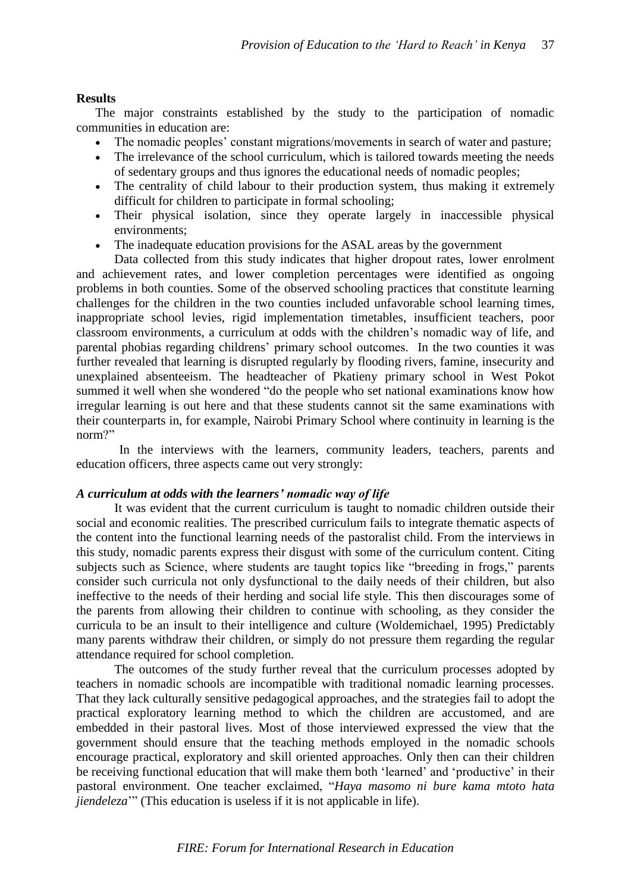## Results

The major constraints established by the study to the participation of nomadic communities in education are:

- The nomadic peoples' constant migrations/movements in search of water and pasture;
- The irrelevance of the school curriculum, which is tailored towards meeting the needs of sedentary groups and thus ignores the educational needs of nomadic peoples;
- The centrality of child labour to their production system, thus making it extremely difficult for children to participate in formal schooling;
- Their physical isolation, since they operate largely in inaccessible physical environments;
- The inadequate education provisions for the ASAL areas by the government

Data collected from this study indicates that higher dropout rates, lower enrolment and achievement rates, and lower completion percentages were identified as ongoing problems in both counties. Some of the observed schooling practices that constitute learning challenges for the children in the two counties included unfavorable school learning times, inappropriate school levies, rigid implementation timetables, insufficient teachers, poor classroom environments, a curriculum at odds with the children's nomadic way of life, and parental phobias regarding childrens' primary school outcomes. In the two counties it was further revealed that learning is disrupted regularly by flooding rivers, famine, insecurity and unexplained absenteeism. The headteacher of Pkatieny primary school in West Pokot summed it well when she wondered "do the people who set national examinations know how irregular learning is out here and that these students cannot sit the same examinations with their counterparts in, for example, Nairobi Primary School where continuity in learning is the norm?"

In the interviews with the learners, community leaders, teachers, parents and education officers, three aspects came out very strongly:

### *A curriculum at odds with the learners' nomadic way of life*

It was evident that the current curriculum is taught to nomadic children outside their social and economic realities. The prescribed curriculum fails to integrate thematic aspects of the content into the functional learning needs of the pastoralist child. From the interviews in this study, nomadic parents express their disgust with some of the curriculum content. Citing subjects such as Science, where students are taught topics like "breeding in frogs," parents consider such curricula not only dysfunctional to the daily needs of their children, but also ineffective to the needs of their herding and social life style. This then discourages some of the parents from allowing their children to continue with schooling, as they consider the curricula to be an insult to their intelligence and culture (Woldemichael, 1995) Predictably many parents withdraw their children, or simply do not pressure them regarding the regular attendance required for school completion.

The outcomes of the study further reveal that the curriculum processes adopted by teachers in nomadic schools are incompatible with traditional nomadic learning processes. That they lack culturally sensitive pedagogical approaches, and the strategies fail to adopt the practical exploratory learning method to which the children are accustomed, and are embedded in their pastoral lives. Most of those interviewed expressed the view that the government should ensure that the teaching methods employed in the nomadic schools encourage practical, exploratory and skill oriented approaches. Only then can their children be receiving functional education that will make them both 'learned' and 'productive' in their pastoral environment. One teacher exclaimed, "*Haya masomo ni bure kama mtoto hata jiendeleza*'" (This education is useless if it is not applicable in life).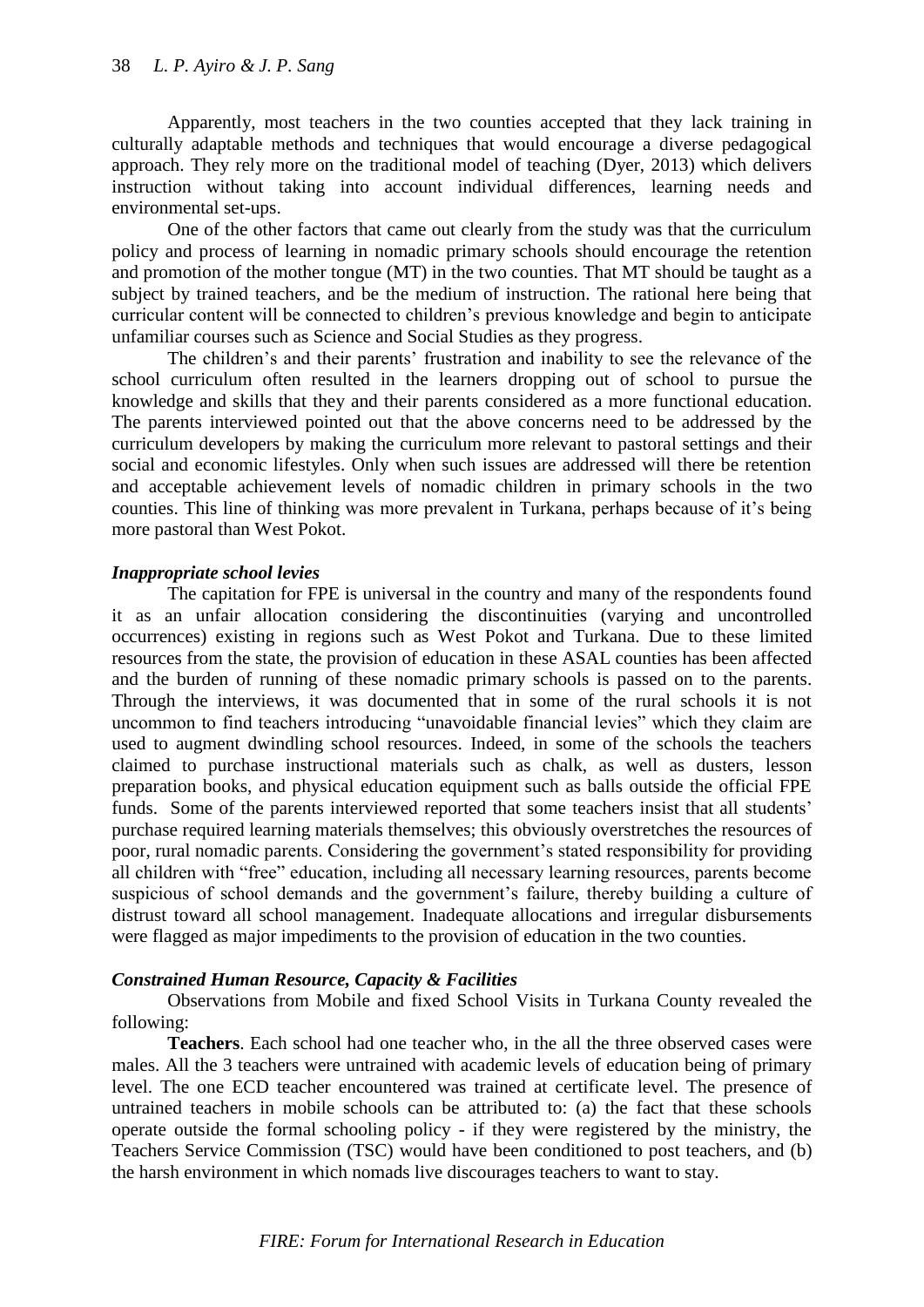Apparently, most teachers in the two counties accepted that they lack training in culturally adaptable methods and techniques that would encourage a diverse pedagogical approach. They rely more on the traditional model of teaching (Dyer, 2013) which delivers instruction without taking into account individual differences, learning needs and environmental set-ups.

One of the other factors that came out clearly from the study was that the curriculum policy and process of learning in nomadic primary schools should encourage the retention and promotion of the mother tongue (MT) in the two counties. That MT should be taught as a subject by trained teachers, and be the medium of instruction. The rational here being that curricular content will be connected to children's previous knowledge and begin to anticipate unfamiliar courses such as Science and Social Studies as they progress.

The children's and their parents' frustration and inability to see the relevance of the school curriculum often resulted in the learners dropping out of school to pursue the knowledge and skills that they and their parents considered as a more functional education. The parents interviewed pointed out that the above concerns need to be addressed by the curriculum developers by making the curriculum more relevant to pastoral settings and their social and economic lifestyles. Only when such issues are addressed will there be retention and acceptable achievement levels of nomadic children in primary schools in the two counties. This line of thinking was more prevalent in Turkana, perhaps because of it's being more pastoral than West Pokot.

***Inappropriate school levies***

The capitation for FPE is universal in the country and many of the respondents found it as an unfair allocation considering the discontinuities (varying and uncontrolled occurrences) existing in regions such as West Pokot and Turkana. Due to these limited resources from the state, the provision of education in these ASAL counties has been affected and the burden of running of these nomadic primary schools is passed on to the parents. Through the interviews, it was documented that in some of the rural schools it is not uncommon to find teachers introducing "unavoidable financial levies" which they claim are used to augment dwindling school resources. Indeed, in some of the schools the teachers claimed to purchase instructional materials such as chalk, as well as dusters, lesson preparation books, and physical education equipment such as balls outside the official FPE funds. Some of the parents interviewed reported that some teachers insist that all students' purchase required learning materials themselves; this obviously overstretches the resources of poor, rural nomadic parents. Considering the government's stated responsibility for providing all children with "free" education, including all necessary learning resources, parents become suspicious of school demands and the government's failure, thereby building a culture of distrust toward all school management. Inadequate allocations and irregular disbursements were flagged as major impediments to the provision of education in the two counties.

***Constrained Human Resource, Capacity & Facilities***

Observations from Mobile and fixed School Visits in Turkana County revealed the following:

**Teachers**. Each school had one teacher who, in the all the three observed cases were males. All the 3 teachers were untrained with academic levels of education being of primary level. The one ECD teacher encountered was trained at certificate level. The presence of untrained teachers in mobile schools can be attributed to: (a) the fact that these schools operate outside the formal schooling policy - if they were registered by the ministry, the Teachers Service Commission (TSC) would have been conditioned to post teachers, and (b) the harsh environment in which nomads live discourages teachers to want to stay.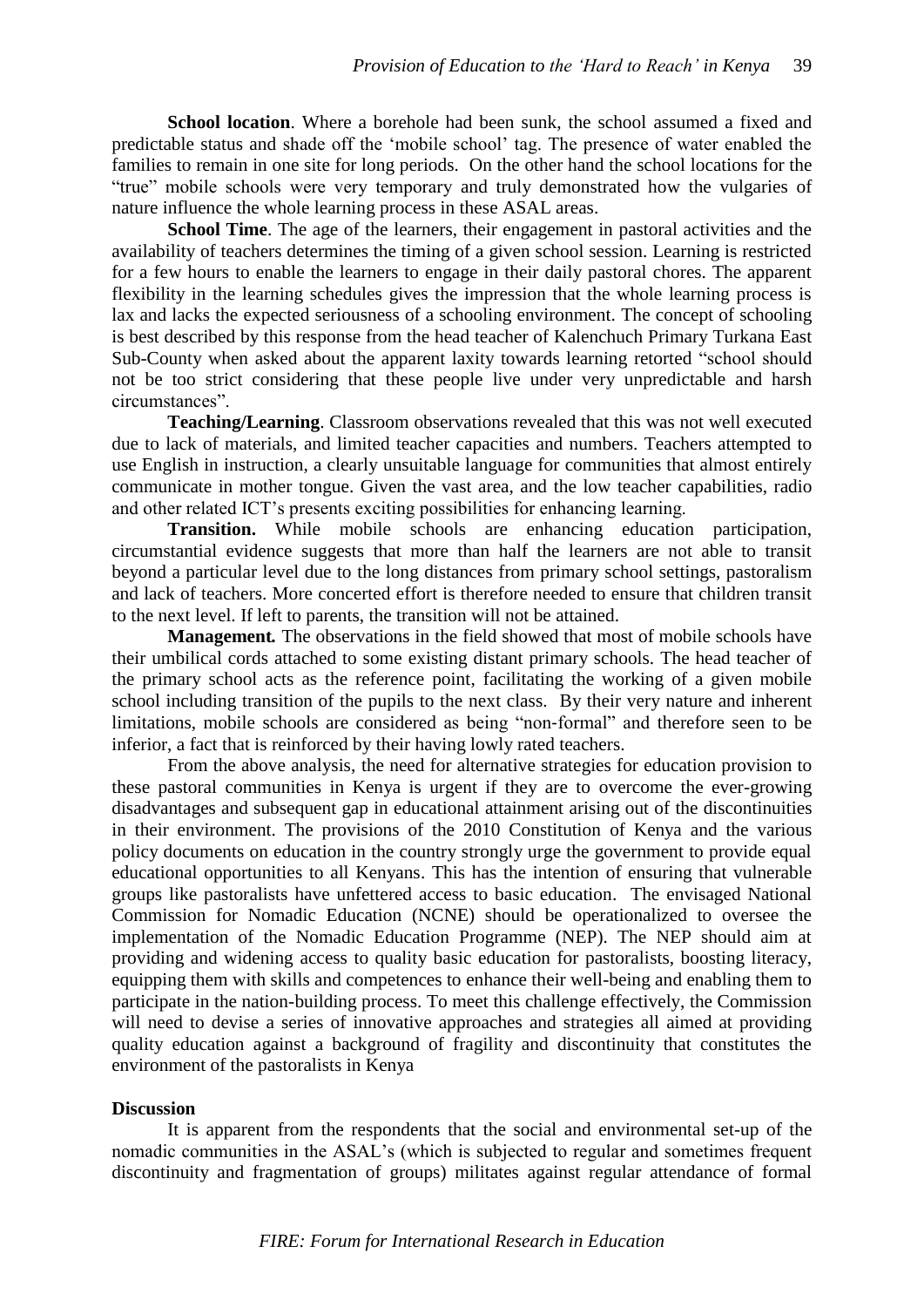**School location**. Where a borehole had been sunk, the school assumed a fixed and predictable status and shade off the 'mobile school' tag. The presence of water enabled the families to remain in one site for long periods. On the other hand the school locations for the "true" mobile schools were very temporary and truly demonstrated how the vulgaries of nature influence the whole learning process in these ASAL areas.

**School Time**. The age of the learners, their engagement in pastoral activities and the availability of teachers determines the timing of a given school session. Learning is restricted for a few hours to enable the learners to engage in their daily pastoral chores. The apparent flexibility in the learning schedules gives the impression that the whole learning process is lax and lacks the expected seriousness of a schooling environment. The concept of schooling is best described by this response from the head teacher of Kalenchuch Primary Turkana East Sub-County when asked about the apparent laxity towards learning retorted "school should not be too strict considering that these people live under very unpredictable and harsh circumstances".

**Teaching/Learning**. Classroom observations revealed that this was not well executed due to lack of materials, and limited teacher capacities and numbers. Teachers attempted to use English in instruction, a clearly unsuitable language for communities that almost entirely communicate in mother tongue. Given the vast area, and the low teacher capabilities, radio and other related ICT's presents exciting possibilities for enhancing learning.

**Transition.** While mobile schools are enhancing education participation, circumstantial evidence suggests that more than half the learners are not able to transit beyond a particular level due to the long distances from primary school settings, pastoralism and lack of teachers. More concerted effort is therefore needed to ensure that children transit to the next level. If left to parents, the transition will not be attained.

**Management.** The observations in the field showed that most of mobile schools have their umbilical cords attached to some existing distant primary schools. The head teacher of the primary school acts as the reference point, facilitating the working of a given mobile school including transition of the pupils to the next class. By their very nature and inherent limitations, mobile schools are considered as being "non-formal" and therefore seen to be inferior, a fact that is reinforced by their having lowly rated teachers.

From the above analysis, the need for alternative strategies for education provision to these pastoral communities in Kenya is urgent if they are to overcome the ever-growing disadvantages and subsequent gap in educational attainment arising out of the discontinuities in their environment. The provisions of the 2010 Constitution of Kenya and the various policy documents on education in the country strongly urge the government to provide equal educational opportunities to all Kenyans. This has the intention of ensuring that vulnerable groups like pastoralists have unfettered access to basic education. The envisaged National Commission for Nomadic Education (NCNE) should be operationalized to oversee the implementation of the Nomadic Education Programme (NEP). The NEP should aim at providing and widening access to quality basic education for pastoralists, boosting literacy, equipping them with skills and competences to enhance their well-being and enabling them to participate in the nation-building process. To meet this challenge effectively, the Commission will need to devise a series of innovative approaches and strategies all aimed at providing quality education against a background of fragility and discontinuity that constitutes the environment of the pastoralists in Kenya

**Discussion**

It is apparent from the respondents that the social and environmental set-up of the nomadic communities in the ASAL's (which is subjected to regular and sometimes frequent discontinuity and fragmentation of groups) militates against regular attendance of formal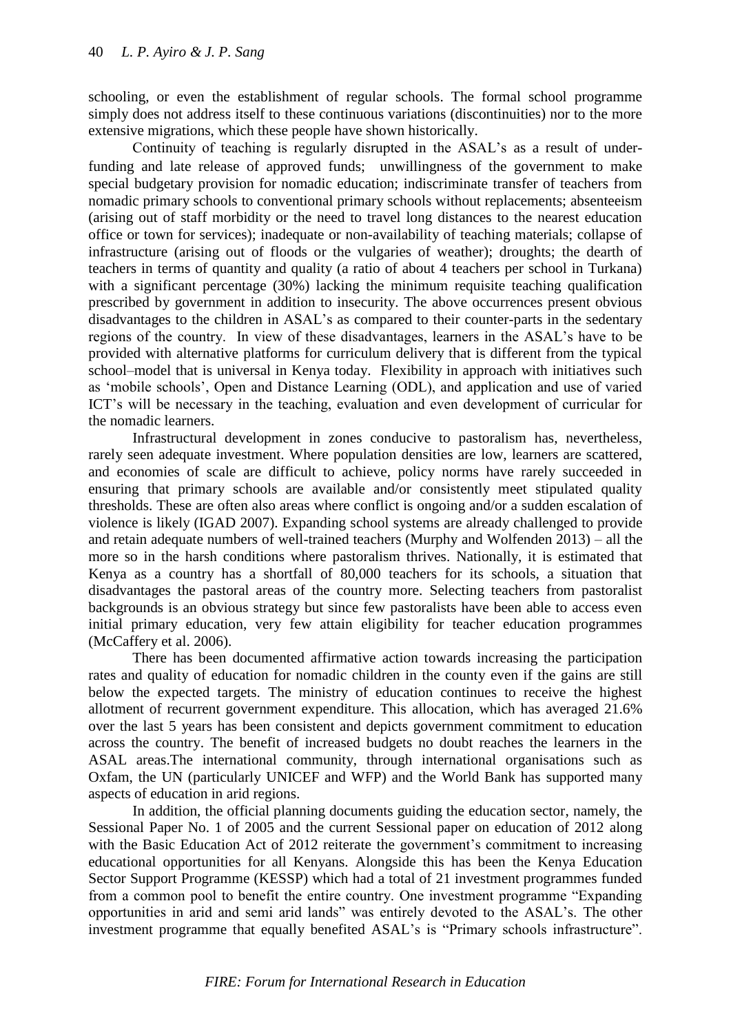schooling, or even the establishment of regular schools. The formal school programme simply does not address itself to these continuous variations (discontinuities) nor to the more extensive migrations, which these people have shown historically.

Continuity of teaching is regularly disrupted in the ASAL's as a result of under-funding and late release of approved funds; unwillingness of the government to make special budgetary provision for nomadic education; indiscriminate transfer of teachers from nomadic primary schools to conventional primary schools without replacements; absenteeism (arising out of staff morbidity or the need to travel long distances to the nearest education office or town for services); inadequate or non-availability of teaching materials; collapse of infrastructure (arising out of floods or the vulgaries of weather); droughts; the dearth of teachers in terms of quantity and quality (a ratio of about 4 teachers per school in Turkana) with a significant percentage (30%) lacking the minimum requisite teaching qualification prescribed by government in addition to insecurity. The above occurrences present obvious disadvantages to the children in ASAL's as compared to their counter-parts in the sedentary regions of the country. In view of these disadvantages, learners in the ASAL's have to be provided with alternative platforms for curriculum delivery that is different from the typical school–model that is universal in Kenya today. Flexibility in approach with initiatives such as 'mobile schools', Open and Distance Learning (ODL), and application and use of varied ICT's will be necessary in the teaching, evaluation and even development of curricular for the nomadic learners.

Infrastructural development in zones conducive to pastoralism has, nevertheless, rarely seen adequate investment. Where population densities are low, learners are scattered, and economies of scale are difficult to achieve, policy norms have rarely succeeded in ensuring that primary schools are available and/or consistently meet stipulated quality thresholds. These are often also areas where conflict is ongoing and/or a sudden escalation of violence is likely (IGAD 2007). Expanding school systems are already challenged to provide and retain adequate numbers of well-trained teachers (Murphy and Wolfenden 2013) – all the more so in the harsh conditions where pastoralism thrives. Nationally, it is estimated that Kenya as a country has a shortfall of 80,000 teachers for its schools, a situation that disadvantages the pastoral areas of the country more. Selecting teachers from pastoralist backgrounds is an obvious strategy but since few pastoralists have been able to access even initial primary education, very few attain eligibility for teacher education programmes (McCaffery et al. 2006).

There has been documented affirmative action towards increasing the participation rates and quality of education for nomadic children in the county even if the gains are still below the expected targets. The ministry of education continues to receive the highest allotment of recurrent government expenditure. This allocation, which has averaged 21.6% over the last 5 years has been consistent and depicts government commitment to education across the country. The benefit of increased budgets no doubt reaches the learners in the ASAL areas.The international community, through international organisations such as Oxfam, the UN (particularly UNICEF and WFP) and the World Bank has supported many aspects of education in arid regions.

In addition, the official planning documents guiding the education sector, namely, the Sessional Paper No. 1 of 2005 and the current Sessional paper on education of 2012 along with the Basic Education Act of 2012 reiterate the government's commitment to increasing educational opportunities for all Kenyans. Alongside this has been the Kenya Education Sector Support Programme (KESSP) which had a total of 21 investment programmes funded from a common pool to benefit the entire country. One investment programme "Expanding opportunities in arid and semi arid lands" was entirely devoted to the ASAL's. The other investment programme that equally benefited ASAL's is "Primary schools infrastructure".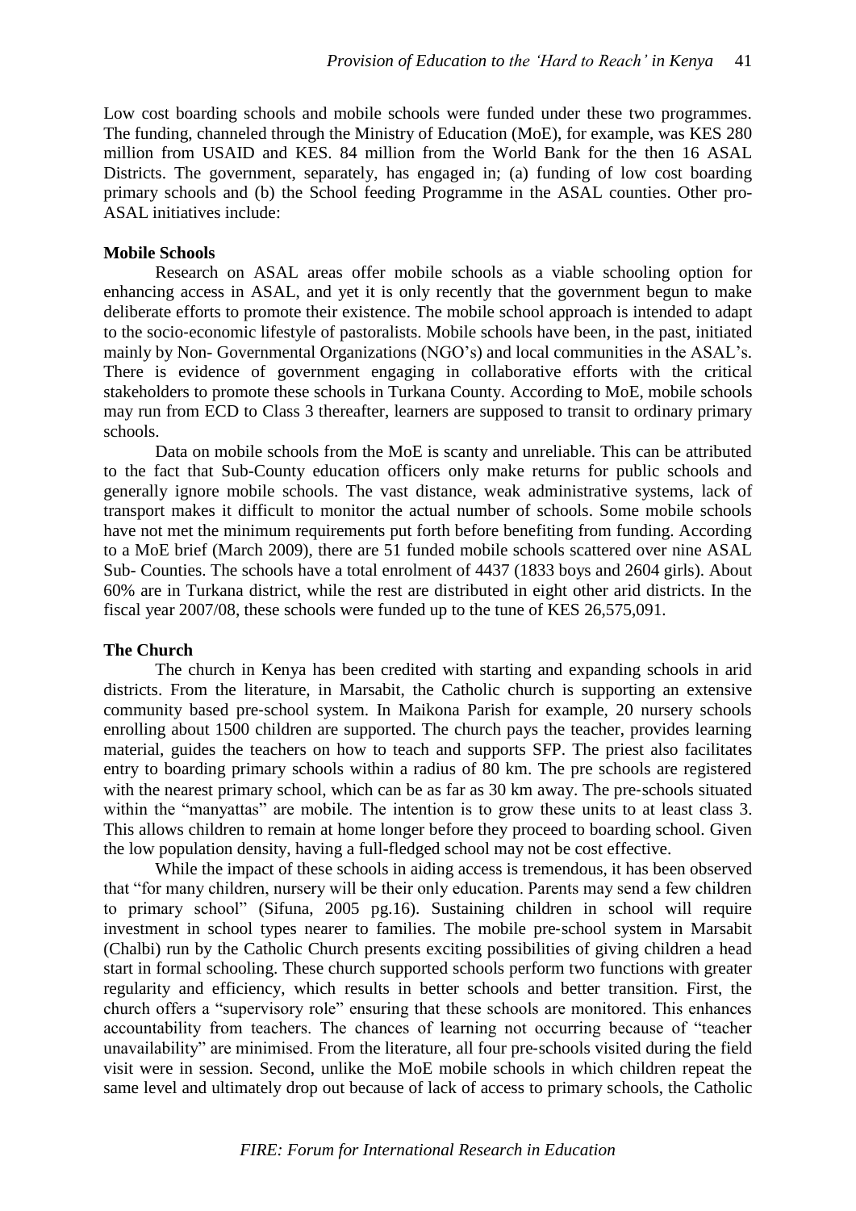Low cost boarding schools and mobile schools were funded under these two programmes. The funding, channeled through the Ministry of Education (MoE), for example, was KES 280 million from USAID and KES. 84 million from the World Bank for the then 16 ASAL Districts. The government, separately, has engaged in; (a) funding of low cost boarding primary schools and (b) the School feeding Programme in the ASAL counties. Other pro-ASAL initiatives include:

**Mobile Schools**

Research on ASAL areas offer mobile schools as a viable schooling option for enhancing access in ASAL, and yet it is only recently that the government begun to make deliberate efforts to promote their existence. The mobile school approach is intended to adapt to the socio-economic lifestyle of pastoralists. Mobile schools have been, in the past, initiated mainly by Non- Governmental Organizations (NGO's) and local communities in the ASAL's. There is evidence of government engaging in collaborative efforts with the critical stakeholders to promote these schools in Turkana County. According to MoE, mobile schools may run from ECD to Class 3 thereafter, learners are supposed to transit to ordinary primary schools.

Data on mobile schools from the MoE is scanty and unreliable. This can be attributed to the fact that Sub-County education officers only make returns for public schools and generally ignore mobile schools. The vast distance, weak administrative systems, lack of transport makes it difficult to monitor the actual number of schools. Some mobile schools have not met the minimum requirements put forth before benefiting from funding. According to a MoE brief (March 2009), there are 51 funded mobile schools scattered over nine ASAL Sub- Counties. The schools have a total enrolment of 4437 (1833 boys and 2604 girls). About 60% are in Turkana district, while the rest are distributed in eight other arid districts. In the fiscal year 2007/08, these schools were funded up to the tune of KES 26,575,091.

**The Church**

The church in Kenya has been credited with starting and expanding schools in arid districts. From the literature, in Marsabit, the Catholic church is supporting an extensive community based pre-school system. In Maikona Parish for example, 20 nursery schools enrolling about 1500 children are supported. The church pays the teacher, provides learning material, guides the teachers on how to teach and supports SFP. The priest also facilitates entry to boarding primary schools within a radius of 80 km. The pre schools are registered with the nearest primary school, which can be as far as 30 km away. The pre-schools situated within the "manyattas" are mobile. The intention is to grow these units to at least class 3. This allows children to remain at home longer before they proceed to boarding school. Given the low population density, having a full-fledged school may not be cost effective.

While the impact of these schools in aiding access is tremendous, it has been observed that "for many children, nursery will be their only education. Parents may send a few children to primary school" (Sifuna, 2005 pg.16). Sustaining children in school will require investment in school types nearer to families. The mobile pre-school system in Marsabit (Chalbi) run by the Catholic Church presents exciting possibilities of giving children a head start in formal schooling. These church supported schools perform two functions with greater regularity and efficiency, which results in better schools and better transition. First, the church offers a "supervisory role" ensuring that these schools are monitored. This enhances accountability from teachers. The chances of learning not occurring because of "teacher unavailability" are minimised. From the literature, all four pre-schools visited during the field visit were in session. Second, unlike the MoE mobile schools in which children repeat the same level and ultimately drop out because of lack of access to primary schools, the Catholic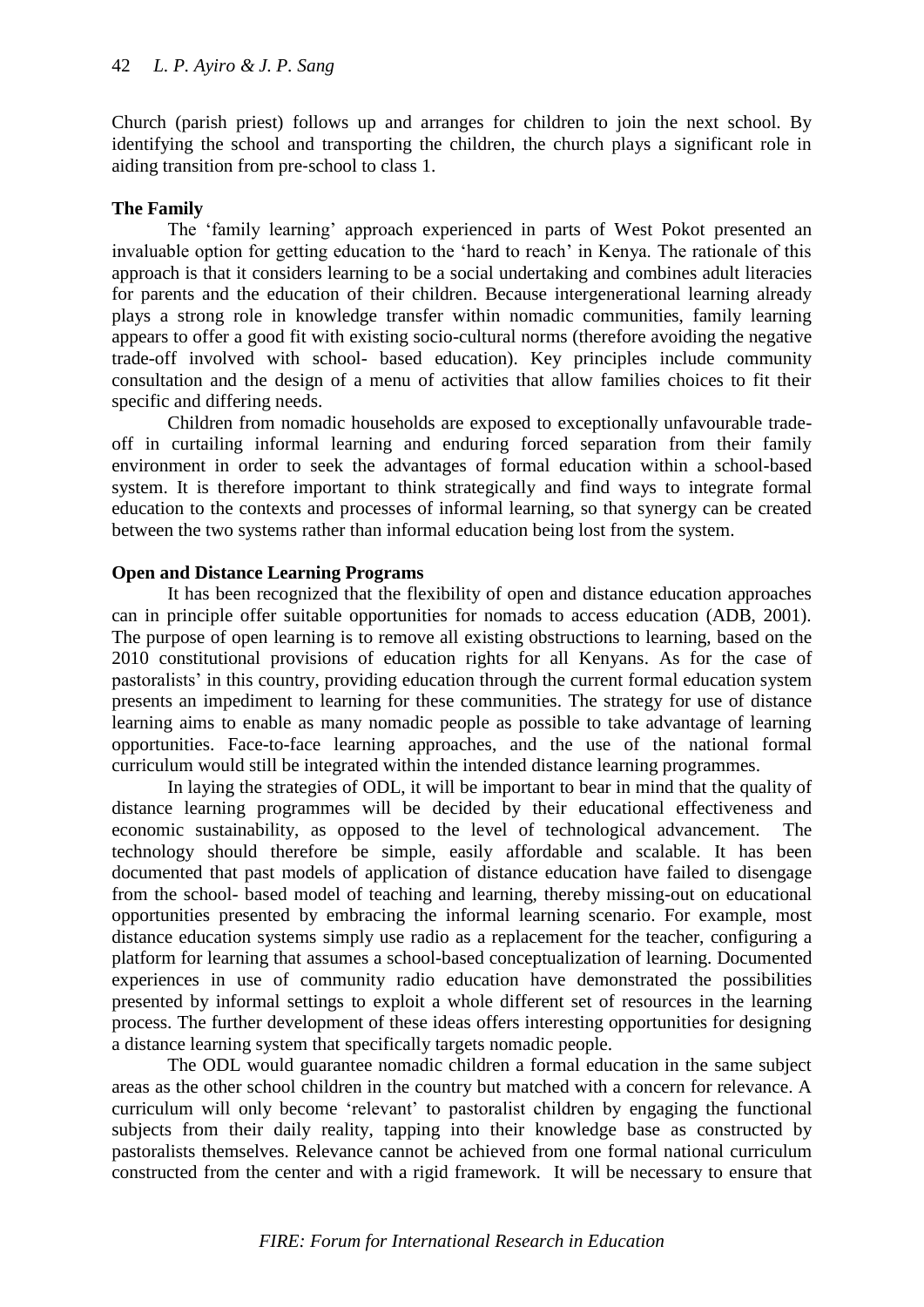Church (parish priest) follows up and arranges for children to join the next school. By identifying the school and transporting the children, the church plays a significant role in aiding transition from pre-school to class 1.

**The Family**

The 'family learning' approach experienced in parts of West Pokot presented an invaluable option for getting education to the 'hard to reach' in Kenya. The rationale of this approach is that it considers learning to be a social undertaking and combines adult literacies for parents and the education of their children. Because intergenerational learning already plays a strong role in knowledge transfer within nomadic communities, family learning appears to offer a good fit with existing socio-cultural norms (therefore avoiding the negative trade-off involved with school- based education). Key principles include community consultation and the design of a menu of activities that allow families choices to fit their specific and differing needs.

Children from nomadic households are exposed to exceptionally unfavourable trade-off in curtailing informal learning and enduring forced separation from their family environment in order to seek the advantages of formal education within a school-based system. It is therefore important to think strategically and find ways to integrate formal education to the contexts and processes of informal learning, so that synergy can be created between the two systems rather than informal education being lost from the system.

**Open and Distance Learning Programs**

It has been recognized that the flexibility of open and distance education approaches can in principle offer suitable opportunities for nomads to access education (ADB, 2001). The purpose of open learning is to remove all existing obstructions to learning, based on the 2010 constitutional provisions of education rights for all Kenyans. As for the case of pastoralists' in this country, providing education through the current formal education system presents an impediment to learning for these communities. The strategy for use of distance learning aims to enable as many nomadic people as possible to take advantage of learning opportunities. Face-to-face learning approaches, and the use of the national formal curriculum would still be integrated within the intended distance learning programmes.

In laying the strategies of ODL, it will be important to bear in mind that the quality of distance learning programmes will be decided by their educational effectiveness and economic sustainability, as opposed to the level of technological advancement. The technology should therefore be simple, easily affordable and scalable. It has been documented that past models of application of distance education have failed to disengage from the school- based model of teaching and learning, thereby missing-out on educational opportunities presented by embracing the informal learning scenario. For example, most distance education systems simply use radio as a replacement for the teacher, configuring a platform for learning that assumes a school-based conceptualization of learning. Documented experiences in use of community radio education have demonstrated the possibilities presented by informal settings to exploit a whole different set of resources in the learning process. The further development of these ideas offers interesting opportunities for designing a distance learning system that specifically targets nomadic people.

The ODL would guarantee nomadic children a formal education in the same subject areas as the other school children in the country but matched with a concern for relevance. A curriculum will only become 'relevant' to pastoralist children by engaging the functional subjects from their daily reality, tapping into their knowledge base as constructed by pastoralists themselves. Relevance cannot be achieved from one formal national curriculum constructed from the center and with a rigid framework. It will be necessary to ensure that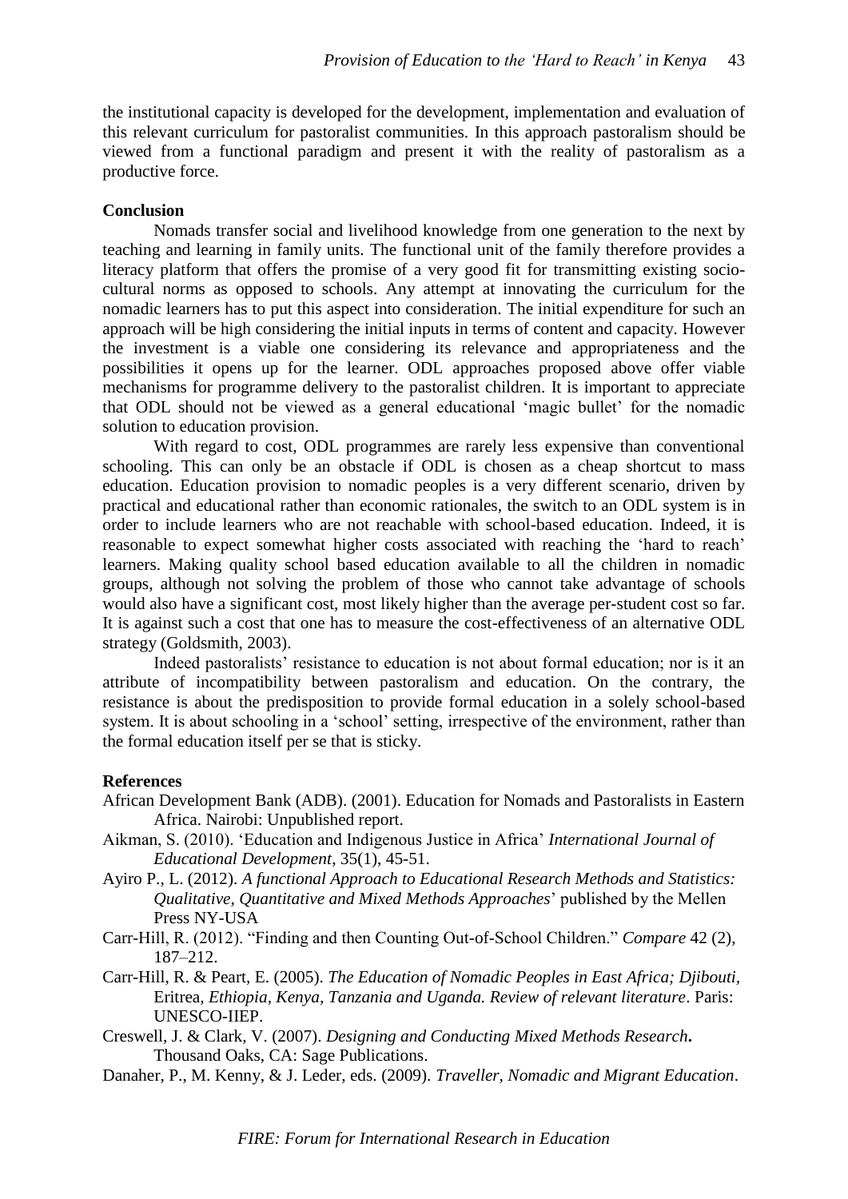the institutional capacity is developed for the development, implementation and evaluation of this relevant curriculum for pastoralist communities. In this approach pastoralism should be viewed from a functional paradigm and present it with the reality of pastoralism as a productive force.

**Conclusion**

Nomads transfer social and livelihood knowledge from one generation to the next by teaching and learning in family units. The functional unit of the family therefore provides a literacy platform that offers the promise of a very good fit for transmitting existing socio-cultural norms as opposed to schools. Any attempt at innovating the curriculum for the nomadic learners has to put this aspect into consideration. The initial expenditure for such an approach will be high considering the initial inputs in terms of content and capacity. However the investment is a viable one considering its relevance and appropriateness and the possibilities it opens up for the learner. ODL approaches proposed above offer viable mechanisms for programme delivery to the pastoralist children. It is important to appreciate that ODL should not be viewed as a general educational 'magic bullet' for the nomadic solution to education provision.

With regard to cost, ODL programmes are rarely less expensive than conventional schooling. This can only be an obstacle if ODL is chosen as a cheap shortcut to mass education. Education provision to nomadic peoples is a very different scenario, driven by practical and educational rather than economic rationales, the switch to an ODL system is in order to include learners who are not reachable with school-based education. Indeed, it is reasonable to expect somewhat higher costs associated with reaching the 'hard to reach' learners. Making quality school based education available to all the children in nomadic groups, although not solving the problem of those who cannot take advantage of schools would also have a significant cost, most likely higher than the average per-student cost so far. It is against such a cost that one has to measure the cost-effectiveness of an alternative ODL strategy (Goldsmith, 2003).

Indeed pastoralists' resistance to education is not about formal education; nor is it an attribute of incompatibility between pastoralism and education. On the contrary, the resistance is about the predisposition to provide formal education in a solely school-based system. It is about schooling in a 'school' setting, irrespective of the environment, rather than the formal education itself per se that is sticky.

**References**

African Development Bank (ADB). (2001). Education for Nomads and Pastoralists in Eastern Africa. Nairobi: Unpublished report.

Aikman, S. (2010). 'Education and Indigenous Justice in Africa' *International Journal of Educational Development*, 35(1), 45-51.

Ayiro P., L. (2012). *A functional Approach to Educational Research Methods and Statistics: Qualitative, Quantitative and Mixed Methods Approaches*' published by the Mellen Press NY-USA

Carr-Hill, R. (2012). "Finding and then Counting Out-of-School Children." *Compare* 42 (2), 187–212.

Carr-Hill, R. & Peart, E. (2005). *The Education of Nomadic Peoples in East Africa; Djibouti,* Eritrea, *Ethiopia, Kenya, Tanzania and Uganda. Review of relevant literature*. Paris: UNESCO-IIEP.

Creswell, J. & Clark, V. (2007). *Designing and Conducting Mixed Methods Research***.** Thousand Oaks, CA: Sage Publications.

Danaher, P., M. Kenny, & J. Leder, eds. (2009). *Traveller, Nomadic and Migrant Education*.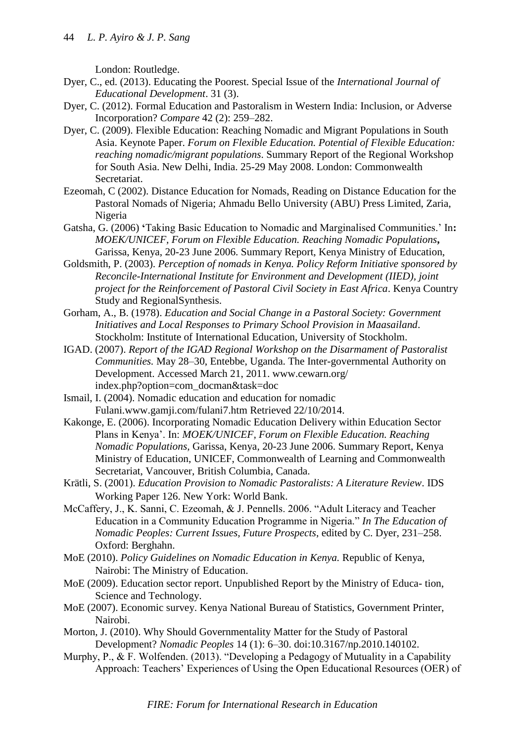London: Routledge.

Dyer, C., ed. (2013). Educating the Poorest. Special Issue of the *International Journal of Educational Development*. 31 (3).

Dyer, C. (2012). Formal Education and Pastoralism in Western India: Inclusion, or Adverse Incorporation? *Compare* 42 (2): 259–282.

Dyer, C. (2009). Flexible Education: Reaching Nomadic and Migrant Populations in South Asia. Keynote Paper. *Forum on Flexible Education. Potential of Flexible Education: reaching nomadic/migrant populations*. Summary Report of the Regional Workshop for South Asia. New Delhi, India. 25-29 May 2008. London: Commonwealth Secretariat.

Ezeomah, C (2002). Distance Education for Nomads, Reading on Distance Education for the Pastoral Nomads of Nigeria; Ahmadu Bello University (ABU) Press Limited, Zaria, Nigeria

Gatsha, G. (2006) **'**Taking Basic Education to Nomadic and Marginalised Communities.' In**:** *MOEK/UNICEF, Forum on Flexible Education. Reaching Nomadic Populations***,** Garissa, Kenya, 20-23 June 2006. Summary Report, Kenya Ministry of Education,

Goldsmith, P. (2003). *Perception of nomads in Kenya. Policy Reform Initiative sponsored by Reconcile-International Institute for Environment and Development (IIED), joint project for the Reinforcement of Pastoral Civil Society in East Africa*. Kenya Country Study and RegionalSynthesis.

Gorham, A., B. (1978). *Education and Social Change in a Pastoral Society: Government Initiatives and Local Responses to Primary School Provision in Maasailand*. Stockholm: Institute of International Education, University of Stockholm.

IGAD. (2007). *Report of the IGAD Regional Workshop on the Disarmament of Pastoralist Communities.* May 28–30, Entebbe, Uganda. The Inter-governmental Authority on Development. Accessed March 21, 2011. www.cewarn.org/ index.php?option=com_docman&task=doc

Ismail, I. (2004). Nomadic education and education for nomadic Fulani.www.gamji.com/fulani7.htm Retrieved 22/10/2014.

Kakonge, E. (2006). Incorporating Nomadic Education Delivery within Education Sector Plans in Kenya'. In: *MOEK/UNICEF, Forum on Flexible Education. Reaching Nomadic Populations*, Garissa, Kenya, 20-23 June 2006. Summary Report, Kenya Ministry of Education, UNICEF, Commonwealth of Learning and Commonwealth Secretariat, Vancouver, British Columbia, Canada.

Krätli, S. (2001). *Education Provision to Nomadic Pastoralists: A Literature Review*. IDS Working Paper 126. New York: World Bank.

McCaffery, J., K. Sanni, C. Ezeomah, & J. Pennells. 2006. "Adult Literacy and Teacher Education in a Community Education Programme in Nigeria." *In The Education of Nomadic Peoples: Current Issues, Future Prospects*, edited by C. Dyer, 231–258. Oxford: Berghahn.

MoE (2010). *Policy Guidelines on Nomadic Education in Kenya.* Republic of Kenya, Nairobi: The Ministry of Education.

MoE (2009). Education sector report. Unpublished Report by the Ministry of Educa- tion, Science and Technology.

MoE (2007). Economic survey. Kenya National Bureau of Statistics, Government Printer, Nairobi.

Morton, J. (2010). Why Should Governmentality Matter for the Study of Pastoral Development? *Nomadic Peoples* 14 (1): 6–30. doi:10.3167/np.2010.140102.

Murphy, P., & F. Wolfenden. (2013). "Developing a Pedagogy of Mutuality in a Capability Approach: Teachers' Experiences of Using the Open Educational Resources (OER) of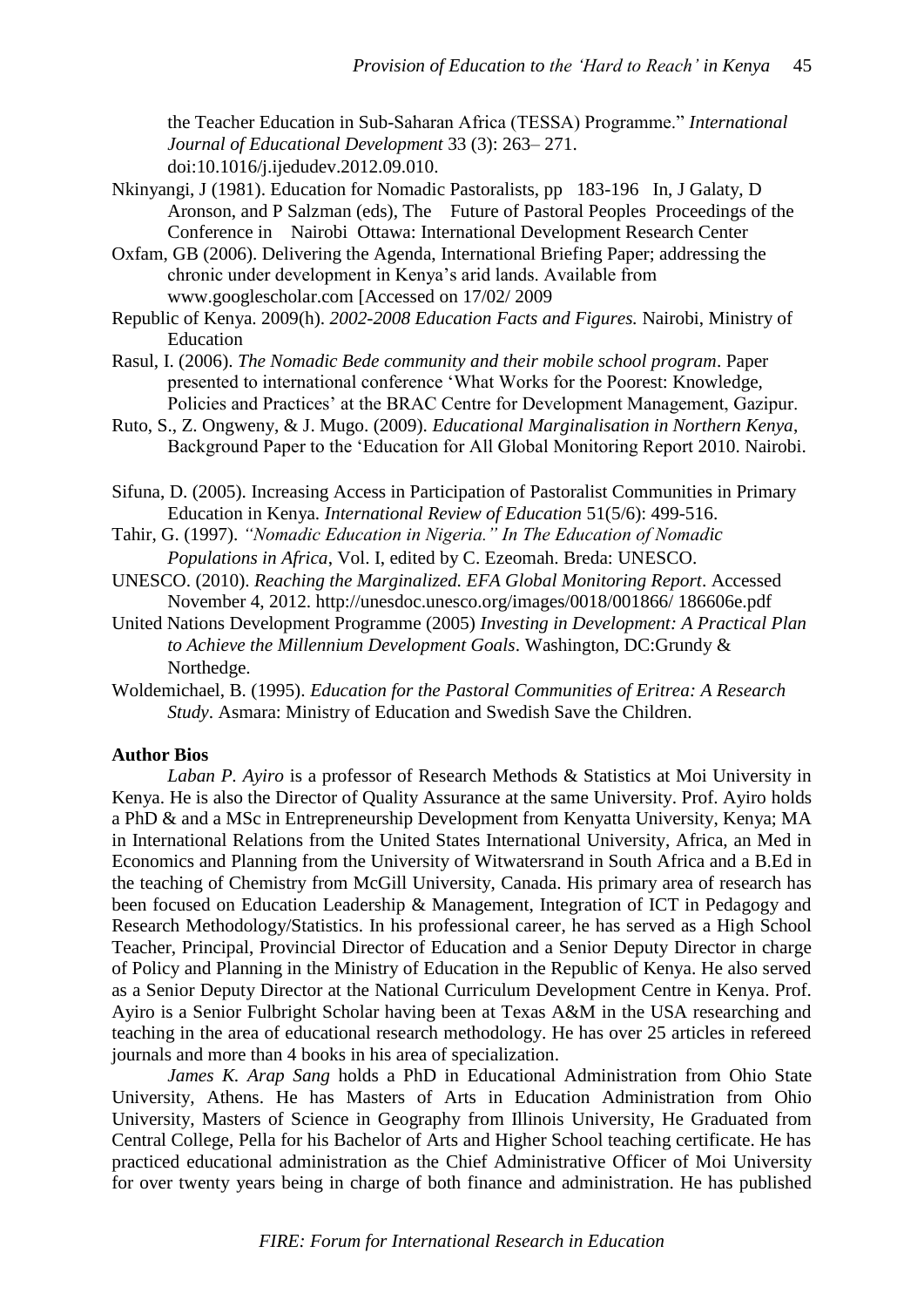the Teacher Education in Sub-Saharan Africa (TESSA) Programme." *International Journal of Educational Development* 33 (3): 263– 271. doi:10.1016/j.ijedudev.2012.09.010.

Nkinyangi, J (1981). Education for Nomadic Pastoralists, pp 183-196 In, J Galaty, D Aronson, and P Salzman (eds), The Future of Pastoral Peoples Proceedings of the Conference in Nairobi Ottawa: International Development Research Center

Oxfam, GB (2006). Delivering the Agenda, International Briefing Paper; addressing the chronic under development in Kenya's arid lands. Available from www.googlescholar.com [Accessed on 17/02/ 2009

Republic of Kenya. 2009(h). *2002-2008 Education Facts and Figures.* Nairobi, Ministry of Education

Rasul, I. (2006). *The Nomadic Bede community and their mobile school program*. Paper presented to international conference 'What Works for the Poorest: Knowledge, Policies and Practices' at the BRAC Centre for Development Management, Gazipur.

Ruto, S., Z. Ongweny, & J. Mugo. (2009). *Educational Marginalisation in Northern Kenya*, Background Paper to the 'Education for All Global Monitoring Report 2010. Nairobi.

Sifuna, D. (2005). Increasing Access in Participation of Pastoralist Communities in Primary Education in Kenya. *International Review of Education* 51(5/6): 499-516.

Tahir, G. (1997). *"Nomadic Education in Nigeria." In The Education of Nomadic Populations in Africa*, Vol. I, edited by C. Ezeomah. Breda: UNESCO.

UNESCO. (2010). *Reaching the Marginalized. EFA Global Monitoring Report*. Accessed November 4, 2012. http://unesdoc.unesco.org/images/0018/001866/ 186606e.pdf

United Nations Development Programme (2005) *Investing in Development: A Practical Plan to Achieve the Millennium Development Goals*. Washington, DC:Grundy & Northedge.

Woldemichael, B. (1995). *Education for the Pastoral Communities of Eritrea: A Research Study*. Asmara: Ministry of Education and Swedish Save the Children.

**Author Bios**

*Laban P. Ayiro* is a professor of Research Methods & Statistics at Moi University in Kenya. He is also the Director of Quality Assurance at the same University. Prof. Ayiro holds a PhD & and a MSc in Entrepreneurship Development from Kenyatta University, Kenya; MA in International Relations from the United States International University, Africa, an Med in Economics and Planning from the University of Witwatersrand in South Africa and a B.Ed in the teaching of Chemistry from McGill University, Canada. His primary area of research has been focused on Education Leadership & Management, Integration of ICT in Pedagogy and Research Methodology/Statistics. In his professional career, he has served as a High School Teacher, Principal, Provincial Director of Education and a Senior Deputy Director in charge of Policy and Planning in the Ministry of Education in the Republic of Kenya. He also served as a Senior Deputy Director at the National Curriculum Development Centre in Kenya. Prof. Ayiro is a Senior Fulbright Scholar having been at Texas A&M in the USA researching and teaching in the area of educational research methodology. He has over 25 articles in refereed journals and more than 4 books in his area of specialization.

*James K. Arap Sang* holds a PhD in Educational Administration from Ohio State University, Athens. He has Masters of Arts in Education Administration from Ohio University, Masters of Science in Geography from Illinois University, He Graduated from Central College, Pella for his Bachelor of Arts and Higher School teaching certificate. He has practiced educational administration as the Chief Administrative Officer of Moi University for over twenty years being in charge of both finance and administration. He has published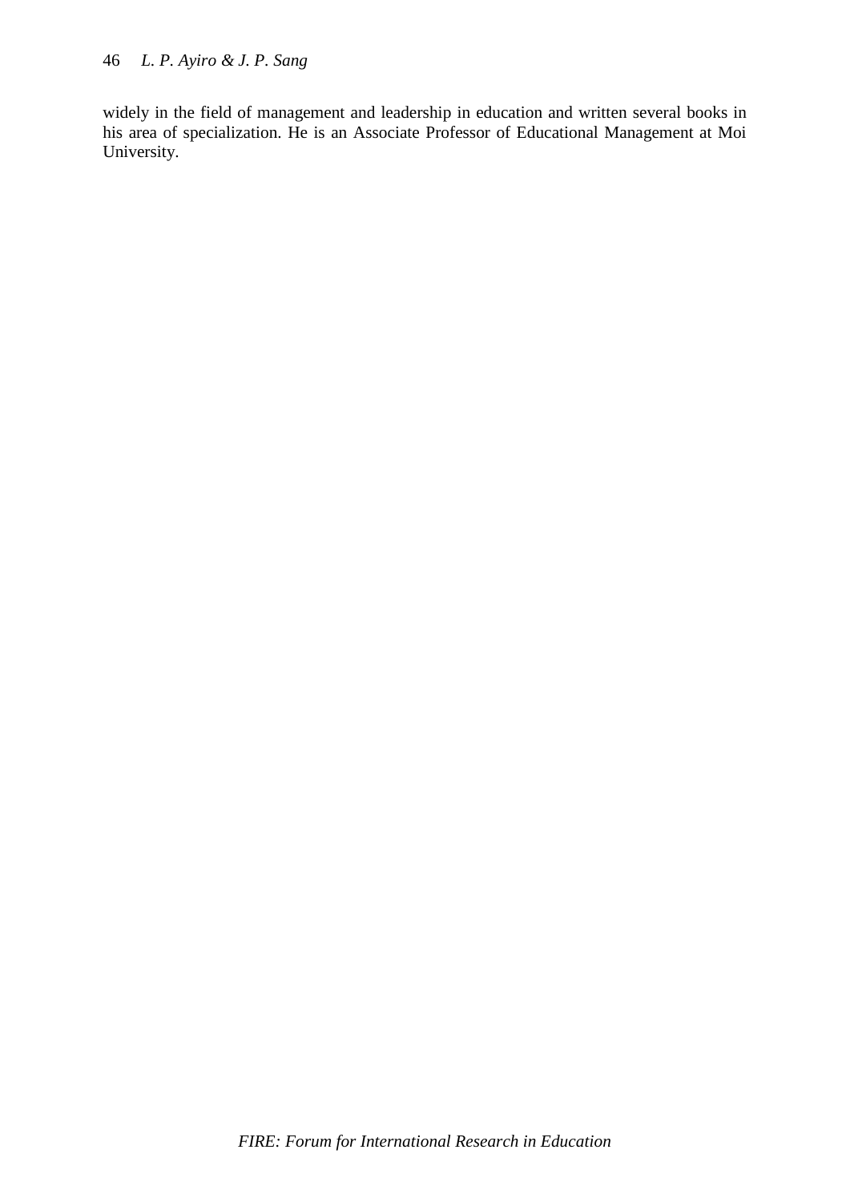widely in the field of management and leadership in education and written several books in his area of specialization. He is an Associate Professor of Educational Management at Moi University.